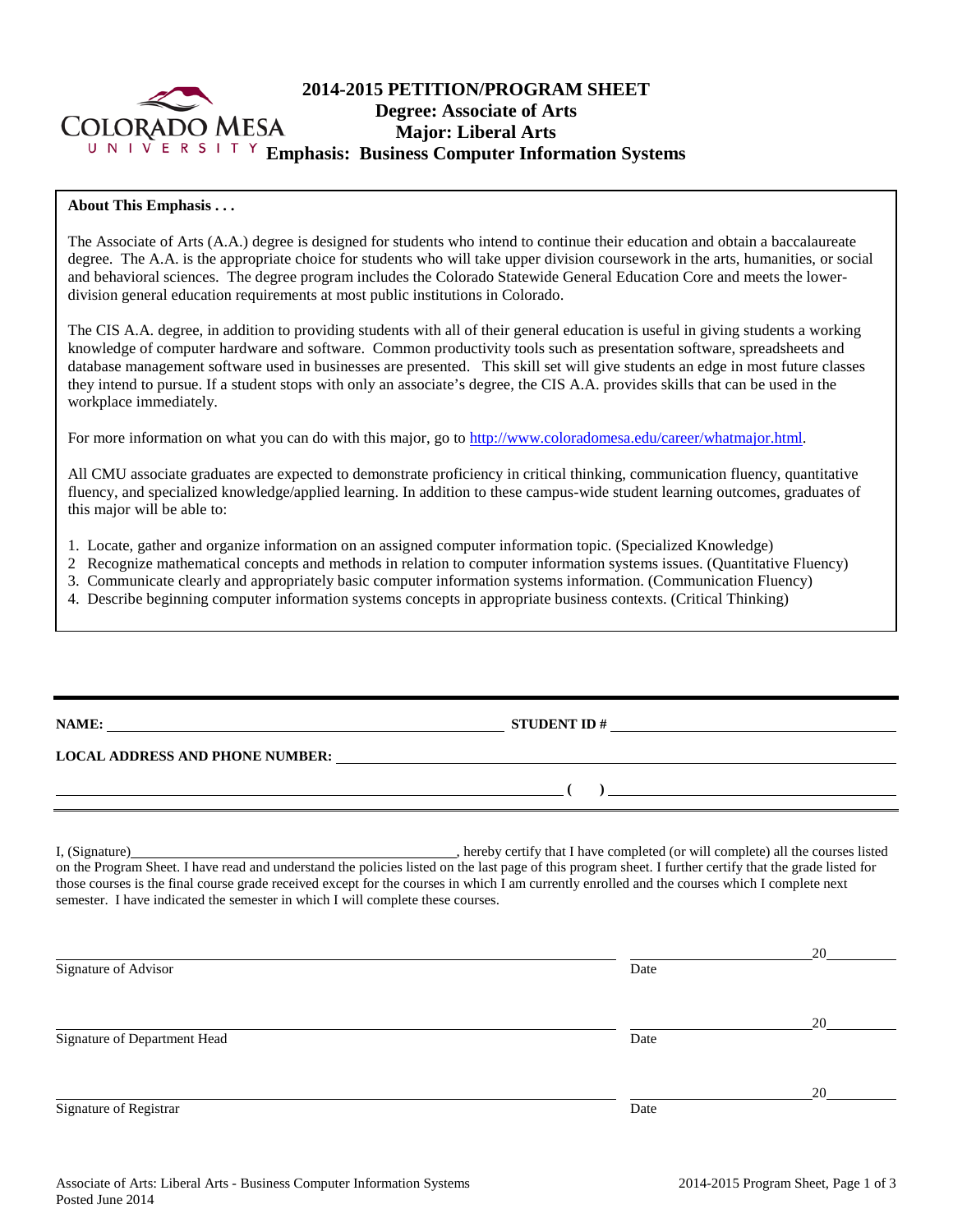# 2014-2015 PETITION/PROGRAM SHEET

## Degree: Associate of Arts
## Major: Liberal Arts
## Emphasis: Business Computer Information Systems

**About This Emphasis . . .**

The Associate of Arts (A.A.) degree is designed for students who intend to continue their education and obtain a baccalaureate degree. The A.A. is the appropriate choice for students who will take upper division coursework in the arts, humanities, or social and behavioral sciences. The degree program includes the Colorado Statewide General Education Core and meets the lower-division general education requirements at most public institutions in Colorado.

The CIS A.A. degree, in addition to providing students with all of their general education is useful in giving students a working knowledge of computer hardware and software. Common productivity tools such as presentation software, spreadsheets and database management software used in businesses are presented. This skill set will give students an edge in most future classes they intend to pursue. If a student stops with only an associate's degree, the CIS A.A. provides skills that can be used in the workplace immediately.

For more information on what you can do with this major, go to http://www.coloradomesa.edu/career/whatmajor.html.

All CMU associate graduates are expected to demonstrate proficiency in critical thinking, communication fluency, quantitative fluency, and specialized knowledge/applied learning. In addition to these campus-wide student learning outcomes, graduates of this major will be able to:

1. Locate, gather and organize information on an assigned computer information topic. (Specialized Knowledge)
2. Recognize mathematical concepts and methods in relation to computer information systems issues. (Quantitative Fluency)
3. Communicate clearly and appropriately basic computer information systems information. (Communication Fluency)
4. Describe beginning computer information systems concepts in appropriate business contexts. (Critical Thinking)

---

**NAME:** ______________________ **STUDENT ID #** ______________________

**LOCAL ADDRESS AND PHONE NUMBER:** ______________________

______________________ **( )** ______________________

I, (Signature)______________________, hereby certify that I have completed (or will complete) all the courses listed on the Program Sheet. I have read and understand the policies listed on the last page of this program sheet. I further certify that the grade listed for those courses is the final course grade received except for the courses in which I am currently enrolled and the courses which I complete next semester. I have indicated the semester in which I will complete these courses.

______________________ ______________20______
Signature of Advisor Date

______________________ ______________20______
Signature of Department Head Date

______________________ ______________20______
Signature of Registrar Date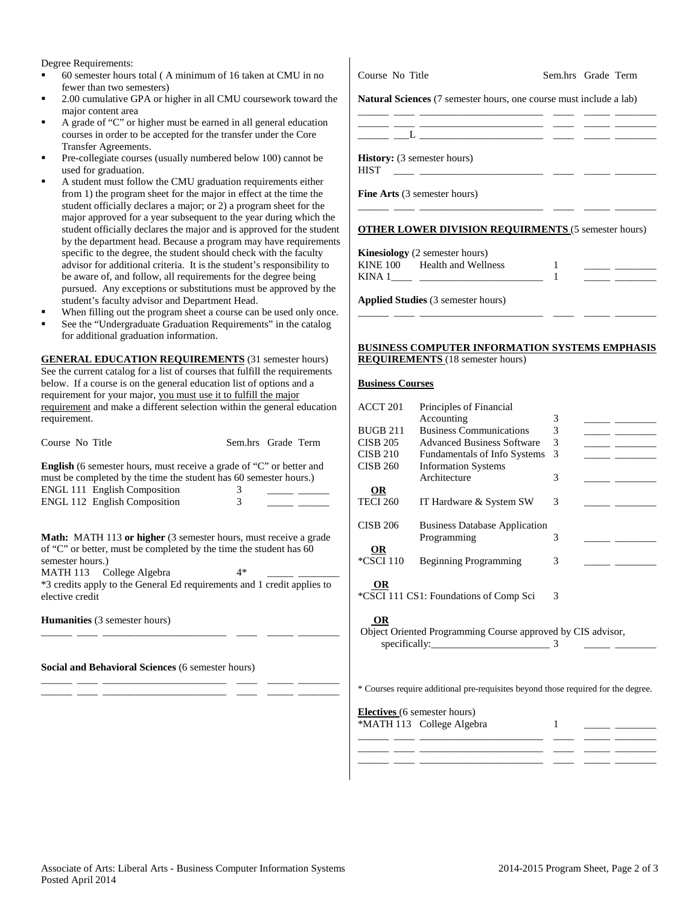Degree Requirements:

- 60 semester hours total ( A minimum of 16 taken at CMU in no fewer than two semesters)
- 2.00 cumulative GPA or higher in all CMU coursework toward the major content area
- A grade of "C" or higher must be earned in all general education courses in order to be accepted for the transfer under the Core Transfer Agreements.
- Pre-collegiate courses (usually numbered below 100) cannot be used for graduation.
- A student must follow the CMU graduation requirements either from 1) the program sheet for the major in effect at the time the student officially declares a major; or 2) a program sheet for the major approved for a year subsequent to the year during which the student officially declares the major and is approved for the student by the department head. Because a program may have requirements specific to the degree, the student should check with the faculty advisor for additional criteria. It is the student's responsibility to be aware of, and follow, all requirements for the degree being pursued. Any exceptions or substitutions must be approved by the student's faculty advisor and Department Head.
- When filling out the program sheet a course can be used only once.
- See the "Undergraduate Graduation Requirements" in the catalog for additional graduation information.

**GENERAL EDUCATION REQUIREMENTS** (31 semester hours) See the current catalog for a list of courses that fulfill the requirements below. If a course is on the general education list of options and a requirement for your major, you must use it to fulfill the major requirement and make a different selection within the general education requirement.

| Course No | Title | Sem.hrs | Grade | Term |
|---|---|---|---|---|

**English** (6 semester hours, must receive a grade of "C" or better and must be completed by the time the student has 60 semester hours.)

| Course No | Title | Sem.hrs | Grade | Term |
|---|---|---|---|---|
| ENGL 111 | English Composition | 3 | _____ | ______ |
| ENGL 112 | English Composition | 3 | _____ | ______ |

**Math:** MATH 113 **or higher** (3 semester hours, must receive a grade of "C" or better, must be completed by the time the student has 60 semester hours.)

| Course No | Title | Sem.hrs | Grade | Term |
|---|---|---|---|---|
| MATH 113 | College Algebra | 4* | _____ | ________ |

*3 credits apply to the General Ed requirements and 1 credit applies to elective credit

**Humanities** (3 semester hours)

______ ____ ________________________ ____ _____ ________

**Social and Behavioral Sciences** (6 semester hours)

______ ____ ________________________ ____ _____ ________
______ ____ ________________________ ____ _____ ________

| Course No | Title | Sem.hrs | Grade | Term |
|---|---|---|---|---|

**Natural Sciences** (7 semester hours, one course must include a lab)

______ ____ ________________________ ____ _____ ________
______ ____ ________________________ ____ _____ ________
______ ___L ________________________ ____ _____ ________

**History:** (3 semester hours)

HIST ____ ________________________ ____ _____ ________

**Fine Arts** (3 semester hours)

______ ____ ________________________ ____ _____ ________

**OTHER LOWER DIVISION REQUIRMENTS** (5 semester hours)

**Kinesiology** (2 semester hours)

| Course No | Title | Sem.hrs | Grade | Term |
|---|---|---|---|---|
| KINE 100 | Health and Wellness | 1 | _____ | ________ |
| KINA 1____ | ________________________ | 1 | _____ | ________ |

**Applied Studies** (3 semester hours)

______ ____ ________________________ ____ _____ ________

**BUSINESS COMPUTER INFORMATION SYSTEMS EMPHASIS REQUIREMENTS** (18 semester hours)

**Business Courses**

| Course No | Title | Sem.hrs | Grade | Term |
|---|---|---|---|---|
| ACCT 201 | Principles of Financial Accounting | 3 | _____ | ________ |
| BUGB 211 | Business Communications | 3 | _____ | ________ |
| CISB 205 | Advanced Business Software | 3 | _____ | ________ |
| CISB 210 | Fundamentals of Info Systems | 3 | _____ | ________ |
| CISB 260 | Information Systems Architecture | 3 | _____ | ________ |
| **OR** | | | | |
| TECI 260 | IT Hardware & System SW | 3 | _____ | ________ |
| CISB 206 | Business Database Application Programming | 3 | _____ | ________ |
| **OR** | | | | |
| *CSCI 110 | Beginning Programming | 3 | _____ | ________ |
| **OR** | | | | |
| *CSCI 111 | CS1: Foundations of Comp Sci | 3 | | |
| **OR** | | | | |
| | Object Oriented Programming Course approved by CIS advisor, specifically:________________________ | 3 | _____ | ________ |

* Courses require additional pre-requisites beyond those required for the degree.

**Electives** (6 semester hours)

| Course No | Title | Sem.hrs | Grade | Term |
|---|---|---|---|---|
| *MATH 113 | College Algebra | 1 | _____ | ________ |
| ______ ____ | ________________________ | ____ | _____ | ________ |
| ______ ____ | ________________________ | ____ | _____ | ________ |
| ______ ____ | ________________________ | ____ | _____ | ________ |

Associate of Arts: Liberal Arts - Business Computer Information Systems
Posted April 2014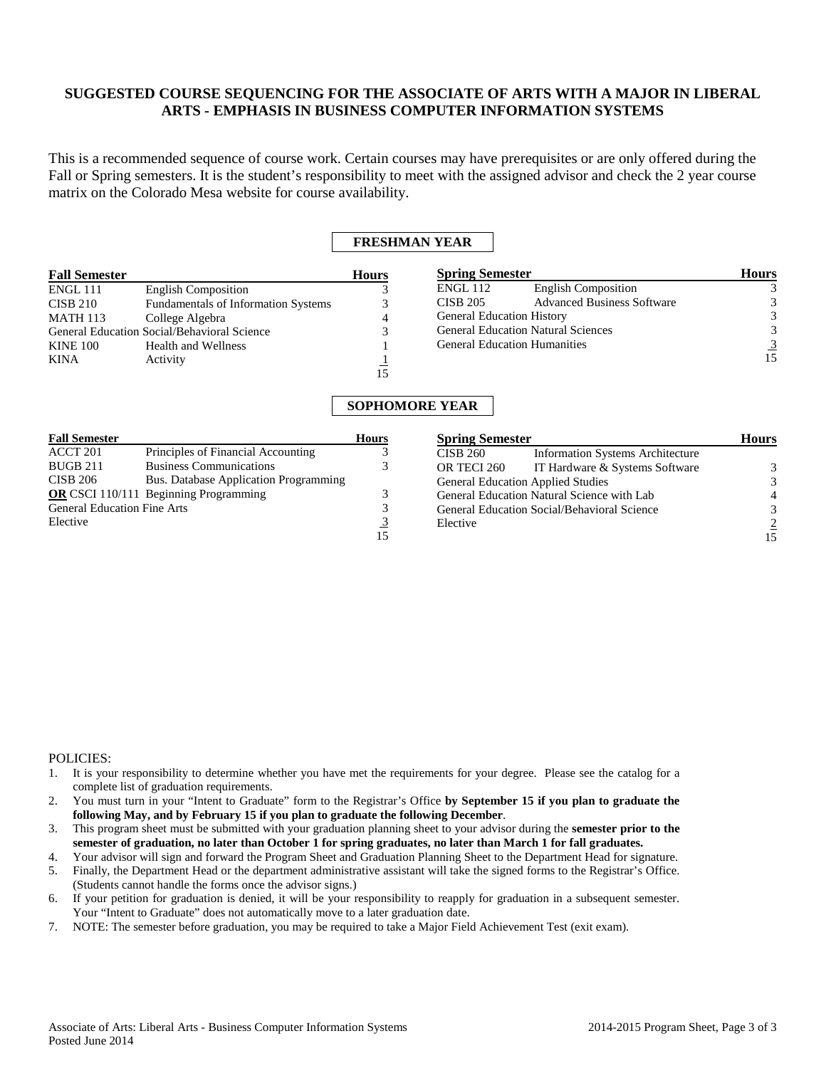## SUGGESTED COURSE SEQUENCING FOR THE ASSOCIATE OF ARTS WITH A MAJOR IN LIBERAL ARTS - EMPHASIS IN BUSINESS COMPUTER INFORMATION SYSTEMS

This is a recommended sequence of course work. Certain courses may have prerequisites or are only offered during the Fall or Spring semesters. It is the student's responsibility to meet with the assigned advisor and check the 2 year course matrix on the Colorado Mesa website for course availability.

### FRESHMAN YEAR

| Fall Semester | | Hours |
|---|---|---|
| ENGL 111 | English Composition | 3 |
| CISB 210 | Fundamentals of Information Systems | 3 |
| MATH 113 | College Algebra | 4 |
| General Education Social/Behavioral Science | | 3 |
| KINE 100 | Health and Wellness | 1 |
| KINA | Activity | 1 |
| | | 15 |

| Spring Semester | | Hours |
|---|---|---|
| ENGL 112 | English Composition | 3 |
| CISB 205 | Advanced Business Software | 3 |
| General Education History | | 3 |
| General Education Natural Sciences | | 3 |
| General Education Humanities | | 3 |
| | | 15 |

### SOPHOMORE YEAR

| Fall Semester | | Hours |
|---|---|---|
| ACCT 201 | Principles of Financial Accounting | 3 |
| BUGB 211 | Business Communications | 3 |
| CISB 206 | Bus. Database Application Programming | |
| **OR** CSCI 110/111 | Beginning Programming | 3 |
| General Education Fine Arts | | 3 |
| Elective | | 3 |
| | | 15 |

| Spring Semester | | Hours |
|---|---|---|
| CISB 260 | Information Systems Architecture | |
| OR TECI 260 | IT Hardware & Systems Software | 3 |
| General Education Applied Studies | | 3 |
| General Education Natural Science with Lab | | 4 |
| General Education Social/Behavioral Science | | 3 |
| Elective | | 2 |
| | | 15 |

POLICIES:

1. It is your responsibility to determine whether you have met the requirements for your degree. Please see the catalog for a complete list of graduation requirements.
2. You must turn in your "Intent to Graduate" form to the Registrar's Office **by September 15 if you plan to graduate the following May, and by February 15 if you plan to graduate the following December**.
3. This program sheet must be submitted with your graduation planning sheet to your advisor during the **semester prior to the semester of graduation, no later than October 1 for spring graduates, no later than March 1 for fall graduates.**
4. Your advisor will sign and forward the Program Sheet and Graduation Planning Sheet to the Department Head for signature.
5. Finally, the Department Head or the department administrative assistant will take the signed forms to the Registrar's Office. (Students cannot handle the forms once the advisor signs.)
6. If your petition for graduation is denied, it will be your responsibility to reapply for graduation in a subsequent semester. Your "Intent to Graduate" does not automatically move to a later graduation date.
7. NOTE: The semester before graduation, you may be required to take a Major Field Achievement Test (exit exam).